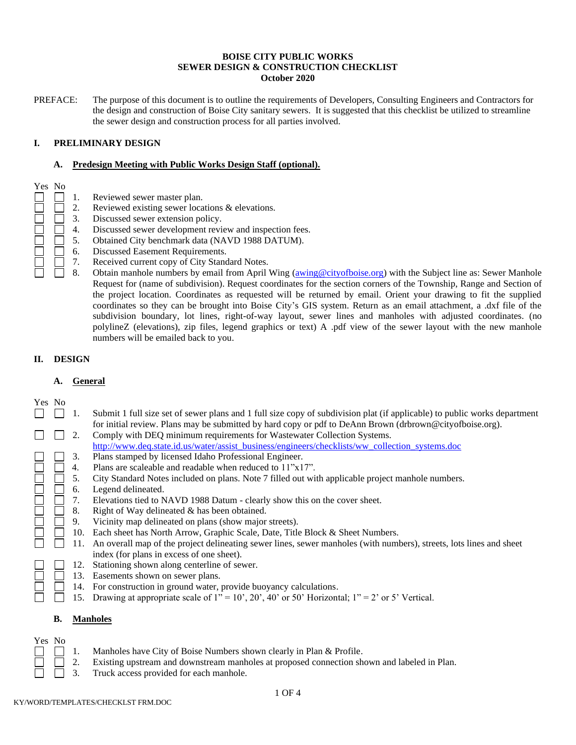# BOISE CITY PUBLIC WORKS
## SEWER DESIGN & CONSTRUCTION CHECKLIST
**October 2020**

PREFACE: The purpose of this document is to outline the requirements of Developers, Consulting Engineers and Contractors for the design and construction of Boise City sanitary sewers. It is suggested that this checklist be utilized to streamline the sewer design and construction process for all parties involved.

## I. PRELIMINARY DESIGN

### A. Predesign Meeting with Public Works Design Staff (optional).

| Yes | No | | |
|---|---|---|---|
| ☐ | ☐ | 1. | Reviewed sewer master plan. |
| ☐ | ☐ | 2. | Reviewed existing sewer locations & elevations. |
| ☐ | ☐ | 3. | Discussed sewer extension policy. |
| ☐ | ☐ | 4. | Discussed sewer development review and inspection fees. |
| ☐ | ☐ | 5. | Obtained City benchmark data (NAVD 1988 DATUM). |
| ☐ | ☐ | 6. | Discussed Easement Requirements. |
| ☐ | ☐ | 7. | Received current copy of City Standard Notes. |
| ☐ | ☐ | 8. | Obtain manhole numbers by email from April Wing (awing@cityofboise.org) with the Subject line as: Sewer Manhole Request for (name of subdivision). Request coordinates for the section corners of the Township, Range and Section of the project location. Coordinates as requested will be returned by email. Orient your drawing to fit the supplied coordinates so they can be brought into Boise City's GIS system. Return as an email attachment, a .dxf file of the subdivision boundary, lot lines, right-of-way layout, sewer lines and manholes with adjusted coordinates. (no polylineZ (elevations), zip files, legend graphics or text) A .pdf view of the sewer layout with the new manhole numbers will be emailed back to you. |

## II. DESIGN

### A. General

| Yes | No | | |
|---|---|---|---|
| ☐ | ☐ | 1. | Submit 1 full size set of sewer plans and 1 full size copy of subdivision plat (if applicable) to public works department for initial review. Plans may be submitted by hard copy or pdf to DeAnn Brown (drbrown@cityofboise.org). |
| ☐ | ☐ | 2. | Comply with DEQ minimum requirements for Wastewater Collection Systems. http://www.deq.state.id.us/water/assist_business/engineers/checklists/ww_collection_systems.doc |
| ☐ | ☐ | 3. | Plans stamped by licensed Idaho Professional Engineer. |
| ☐ | ☐ | 4. | Plans are scaleable and readable when reduced to 11"x17". |
| ☐ | ☐ | 5. | City Standard Notes included on plans. Note 7 filled out with applicable project manhole numbers. |
| ☐ | ☐ | 6. | Legend delineated. |
| ☐ | ☐ | 7. | Elevations tied to NAVD 1988 Datum - clearly show this on the cover sheet. |
| ☐ | ☐ | 8. | Right of Way delineated & has been obtained. |
| ☐ | ☐ | 9. | Vicinity map delineated on plans (show major streets). |
| ☐ | ☐ | 10. | Each sheet has North Arrow, Graphic Scale, Date, Title Block & Sheet Numbers. |
| ☐ | ☐ | 11. | An overall map of the project delineating sewer lines, sewer manholes (with numbers), streets, lots lines and sheet index (for plans in excess of one sheet). |
| ☐ | ☐ | 12. | Stationing shown along centerline of sewer. |
| ☐ | ☐ | 13. | Easements shown on sewer plans. |
| ☐ | ☐ | 14. | For construction in ground water, provide buoyancy calculations. |
| ☐ | ☐ | 15. | Drawing at appropriate scale of 1" = 10', 20', 40' or 50' Horizontal; 1" = 2' or 5' Vertical. |

### B. Manholes

| Yes | No | | |
|---|---|---|---|
| ☐ | ☐ | 1. | Manholes have City of Boise Numbers shown clearly in Plan & Profile. |
| ☐ | ☐ | 2. | Existing upstream and downstream manholes at proposed connection shown and labeled in Plan. |
| ☐ | ☐ | 3. | Truck access provided for each manhole. |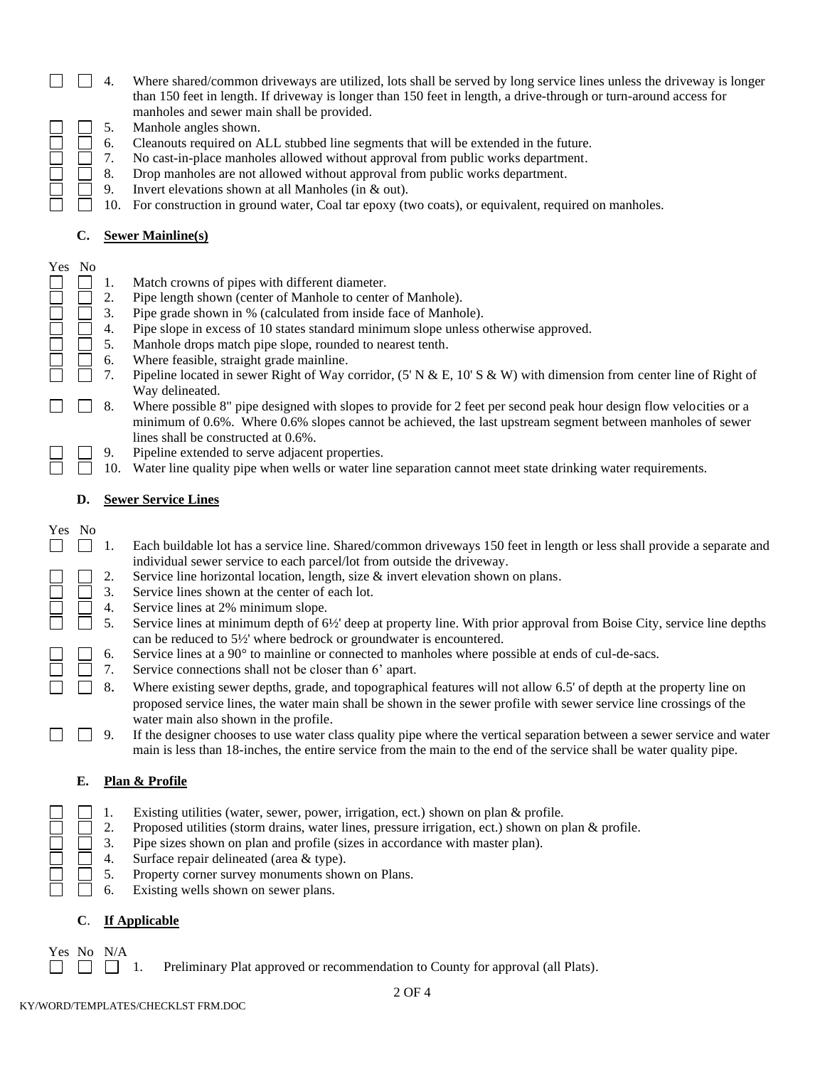| Yes | No | | |
|---|---|---|---|
| ☐ | ☐ | 4. | Where shared/common driveways are utilized, lots shall be served by long service lines unless the driveway is longer than 150 feet in length. If driveway is longer than 150 feet in length, a drive-through or turn-around access for manholes and sewer main shall be provided. |
| ☐ | ☐ | 5. | Manhole angles shown. |
| ☐ | ☐ | 6. | Cleanouts required on ALL stubbed line segments that will be extended in the future. |
| ☐ | ☐ | 7. | No cast-in-place manholes allowed without approval from public works department. |
| ☐ | ☐ | 8. | Drop manholes are not allowed without approval from public works department. |
| ☐ | ☐ | 9. | Invert elevations shown at all Manholes (in & out). |
| ☐ | ☐ | 10. | For construction in ground water, Coal tar epoxy (two coats), or equivalent, required on manholes. |

### C. Sewer Mainline(s)

| Yes | No | | |
|---|---|---|---|
| ☐ | ☐ | 1. | Match crowns of pipes with different diameter. |
| ☐ | ☐ | 2. | Pipe length shown (center of Manhole to center of Manhole). |
| ☐ | ☐ | 3. | Pipe grade shown in % (calculated from inside face of Manhole). |
| ☐ | ☐ | 4. | Pipe slope in excess of 10 states standard minimum slope unless otherwise approved. |
| ☐ | ☐ | 5. | Manhole drops match pipe slope, rounded to nearest tenth. |
| ☐ | ☐ | 6. | Where feasible, straight grade mainline. |
| ☐ | ☐ | 7. | Pipeline located in sewer Right of Way corridor, (5' N & E, 10' S & W) with dimension from center line of Right of Way delineated. |
| ☐ | ☐ | 8. | Where possible 8" pipe designed with slopes to provide for 2 feet per second peak hour design flow velocities or a minimum of 0.6%. Where 0.6% slopes cannot be achieved, the last upstream segment between manholes of sewer lines shall be constructed at 0.6%. |
| ☐ | ☐ | 9. | Pipeline extended to serve adjacent properties. |
| ☐ | ☐ | 10. | Water line quality pipe when wells or water line separation cannot meet state drinking water requirements. |

### D. Sewer Service Lines

| Yes | No | | |
|---|---|---|---|
| ☐ | ☐ | 1. | Each buildable lot has a service line. Shared/common driveways 150 feet in length or less shall provide a separate and individual sewer service to each parcel/lot from outside the driveway. |
| ☐ | ☐ | 2. | Service line horizontal location, length, size & invert elevation shown on plans. |
| ☐ | ☐ | 3. | Service lines shown at the center of each lot. |
| ☐ | ☐ | 4. | Service lines at 2% minimum slope. |
| ☐ | ☐ | 5. | Service lines at minimum depth of 6½' deep at property line. With prior approval from Boise City, service line depths can be reduced to 5½' where bedrock or groundwater is encountered. |
| ☐ | ☐ | 6. | Service lines at a 90° to mainline or connected to manholes where possible at ends of cul-de-sacs. |
| ☐ | ☐ | 7. | Service connections shall not be closer than 6' apart. |
| ☐ | ☐ | 8. | Where existing sewer depths, grade, and topographical features will not allow 6.5' of depth at the property line on proposed service lines, the water main shall be shown in the sewer profile with sewer service line crossings of the water main also shown in the profile. |
| ☐ | ☐ | 9. | If the designer chooses to use water class quality pipe where the vertical separation between a sewer service and water main is less than 18-inches, the entire service from the main to the end of the service shall be water quality pipe. |

### E. Plan & Profile

| Yes | No | | |
|---|---|---|---|
| ☐ | ☐ | 1. | Existing utilities (water, sewer, power, irrigation, ect.) shown on plan & profile. |
| ☐ | ☐ | 2. | Proposed utilities (storm drains, water lines, pressure irrigation, ect.) shown on plan & profile. |
| ☐ | ☐ | 3. | Pipe sizes shown on plan and profile (sizes in accordance with master plan). |
| ☐ | ☐ | 4. | Surface repair delineated (area & type). |
| ☐ | ☐ | 5. | Property corner survey monuments shown on Plans. |
| ☐ | ☐ | 6. | Existing wells shown on sewer plans. |

### C. If Applicable

| Yes | No | N/A | | |
|---|---|---|---|---|
| ☐ | ☐ | ☐ | 1. | Preliminary Plat approved or recommendation to County for approval (all Plats). |

KY/WORD/TEMPLATES/CHECKLST FRM.DOC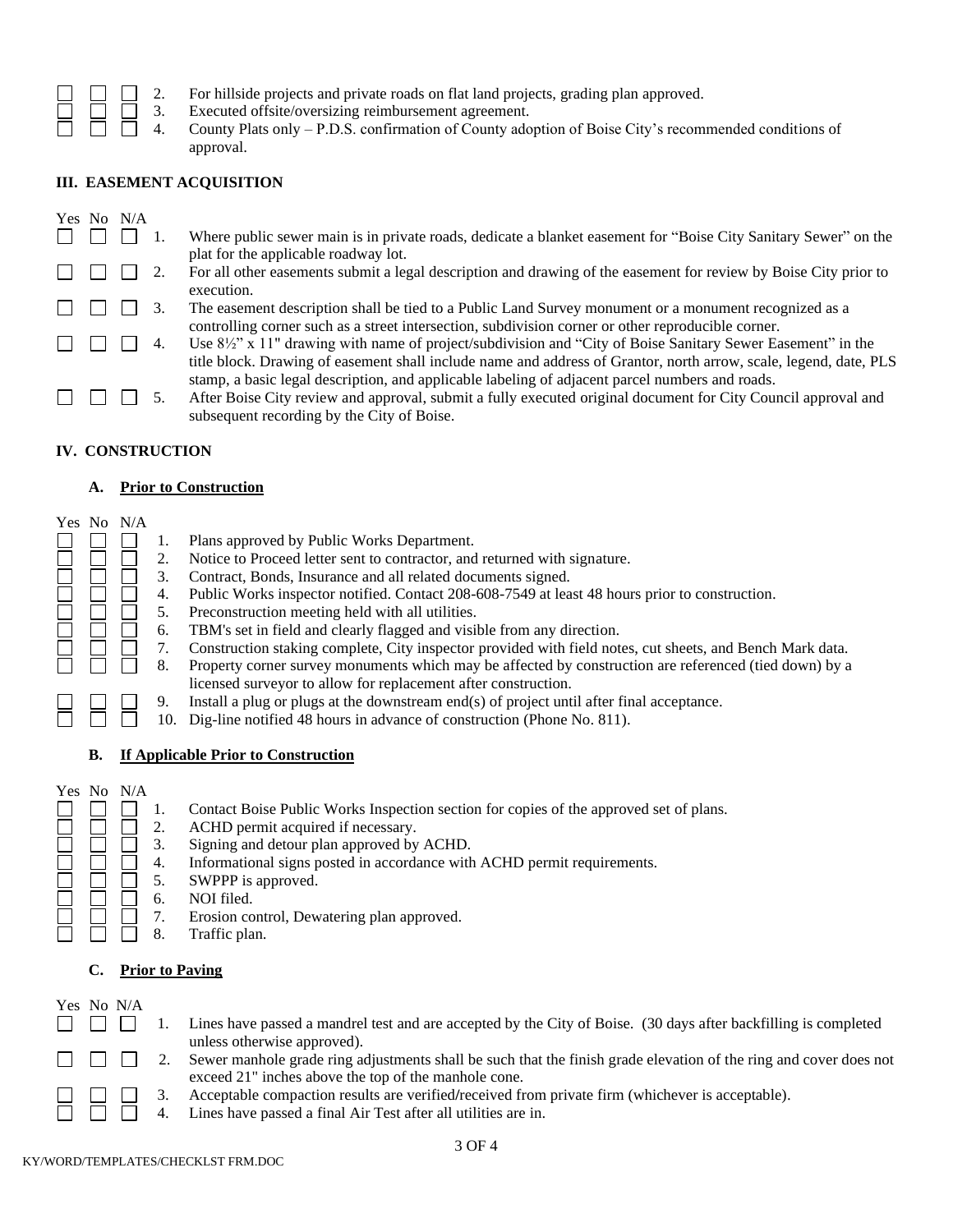| Yes | No | N/A | | |
|---|---|---|---|---|
| ☐ | ☐ | ☐ | 2. | For hillside projects and private roads on flat land projects, grading plan approved. |
| ☐ | ☐ | ☐ | 3. | Executed offsite/oversizing reimbursement agreement. |
| ☐ | ☐ | ☐ | 4. | County Plats only – P.D.S. confirmation of County adoption of Boise City's recommended conditions of approval. |

## III. EASEMENT ACQUISITION

| Yes | No | N/A | | |
|---|---|---|---|---|
| ☐ | ☐ | ☐ | 1. | Where public sewer main is in private roads, dedicate a blanket easement for "Boise City Sanitary Sewer" on the plat for the applicable roadway lot. |
| ☐ | ☐ | ☐ | 2. | For all other easements submit a legal description and drawing of the easement for review by Boise City prior to execution. |
| ☐ | ☐ | ☐ | 3. | The easement description shall be tied to a Public Land Survey monument or a monument recognized as a controlling corner such as a street intersection, subdivision corner or other reproducible corner. |
| ☐ | ☐ | ☐ | 4. | Use 8½" x 11" drawing with name of project/subdivision and "City of Boise Sanitary Sewer Easement" in the title block. Drawing of easement shall include name and address of Grantor, north arrow, scale, legend, date, PLS stamp, a basic legal description, and applicable labeling of adjacent parcel numbers and roads. |
| ☐ | ☐ | ☐ | 5. | After Boise City review and approval, submit a fully executed original document for City Council approval and subsequent recording by the City of Boise. |

## IV. CONSTRUCTION

### A. Prior to Construction

| Yes | No | N/A | | |
|---|---|---|---|---|
| ☐ | ☐ | ☐ | 1. | Plans approved by Public Works Department. |
| ☐ | ☐ | ☐ | 2. | Notice to Proceed letter sent to contractor, and returned with signature. |
| ☐ | ☐ | ☐ | 3. | Contract, Bonds, Insurance and all related documents signed. |
| ☐ | ☐ | ☐ | 4. | Public Works inspector notified. Contact 208-608-7549 at least 48 hours prior to construction. |
| ☐ | ☐ | ☐ | 5. | Preconstruction meeting held with all utilities. |
| ☐ | ☐ | ☐ | 6. | TBM's set in field and clearly flagged and visible from any direction. |
| ☐ | ☐ | ☐ | 7. | Construction staking complete, City inspector provided with field notes, cut sheets, and Bench Mark data. |
| ☐ | ☐ | ☐ | 8. | Property corner survey monuments which may be affected by construction are referenced (tied down) by a licensed surveyor to allow for replacement after construction. |
| ☐ | ☐ | ☐ | 9. | Install a plug or plugs at the downstream end(s) of project until after final acceptance. |
| ☐ | ☐ | ☐ | 10. | Dig-line notified 48 hours in advance of construction (Phone No. 811). |

### B. If Applicable Prior to Construction

| Yes | No | N/A | | |
|---|---|---|---|---|
| ☐ | ☐ | ☐ | 1. | Contact Boise Public Works Inspection section for copies of the approved set of plans. |
| ☐ | ☐ | ☐ | 2. | ACHD permit acquired if necessary. |
| ☐ | ☐ | ☐ | 3. | Signing and detour plan approved by ACHD. |
| ☐ | ☐ | ☐ | 4. | Informational signs posted in accordance with ACHD permit requirements. |
| ☐ | ☐ | ☐ | 5. | SWPPP is approved. |
| ☐ | ☐ | ☐ | 6. | NOI filed. |
| ☐ | ☐ | ☐ | 7. | Erosion control, Dewatering plan approved. |
| ☐ | ☐ | ☐ | 8. | Traffic plan. |

### C. Prior to Paving

| Yes | No | N/A | | |
|---|---|---|---|---|
| ☐ | ☐ | ☐ | 1. | Lines have passed a mandrel test and are accepted by the City of Boise. (30 days after backfilling is completed unless otherwise approved). |
| ☐ | ☐ | ☐ | 2. | Sewer manhole grade ring adjustments shall be such that the finish grade elevation of the ring and cover does not exceed 21" inches above the top of the manhole cone. |
| ☐ | ☐ | ☐ | 3. | Acceptable compaction results are verified/received from private firm (whichever is acceptable). |
| ☐ | ☐ | ☐ | 4. | Lines have passed a final Air Test after all utilities are in. |

KY/WORD/TEMPLATES/CHECKLST FRM.DOC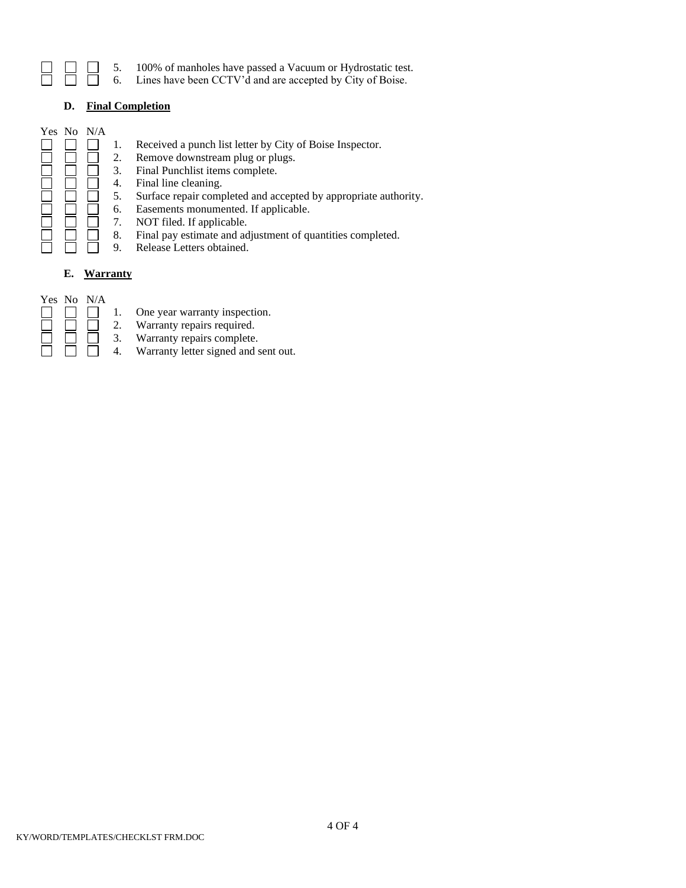| Yes | No | N/A | | |
|---|---|---|---|---|
| ☐ | ☐ | ☐ | 5. | 100% of manholes have passed a Vacuum or Hydrostatic test. |
| ☐ | ☐ | ☐ | 6. | Lines have been CCTV'd and are accepted by City of Boise. |

**D. Final Completion**

| Yes | No | N/A | | |
|---|---|---|---|---|
| ☐ | ☐ | ☐ | 1. | Received a punch list letter by City of Boise Inspector. |
| ☐ | ☐ | ☐ | 2. | Remove downstream plug or plugs. |
| ☐ | ☐ | ☐ | 3. | Final Punchlist items complete. |
| ☐ | ☐ | ☐ | 4. | Final line cleaning. |
| ☐ | ☐ | ☐ | 5. | Surface repair completed and accepted by appropriate authority. |
| ☐ | ☐ | ☐ | 6. | Easements monumented. If applicable. |
| ☐ | ☐ | ☐ | 7. | NOT filed. If applicable. |
| ☐ | ☐ | ☐ | 8. | Final pay estimate and adjustment of quantities completed. |
| ☐ | ☐ | ☐ | 9. | Release Letters obtained. |

**E. Warranty**

| Yes | No | N/A | | |
|---|---|---|---|---|
| ☐ | ☐ | ☐ | 1. | One year warranty inspection. |
| ☐ | ☐ | ☐ | 2. | Warranty repairs required. |
| ☐ | ☐ | ☐ | 3. | Warranty repairs complete. |
| ☐ | ☐ | ☐ | 4. | Warranty letter signed and sent out. |

KY/WORD/TEMPLATES/CHECKLST FRM.DOC